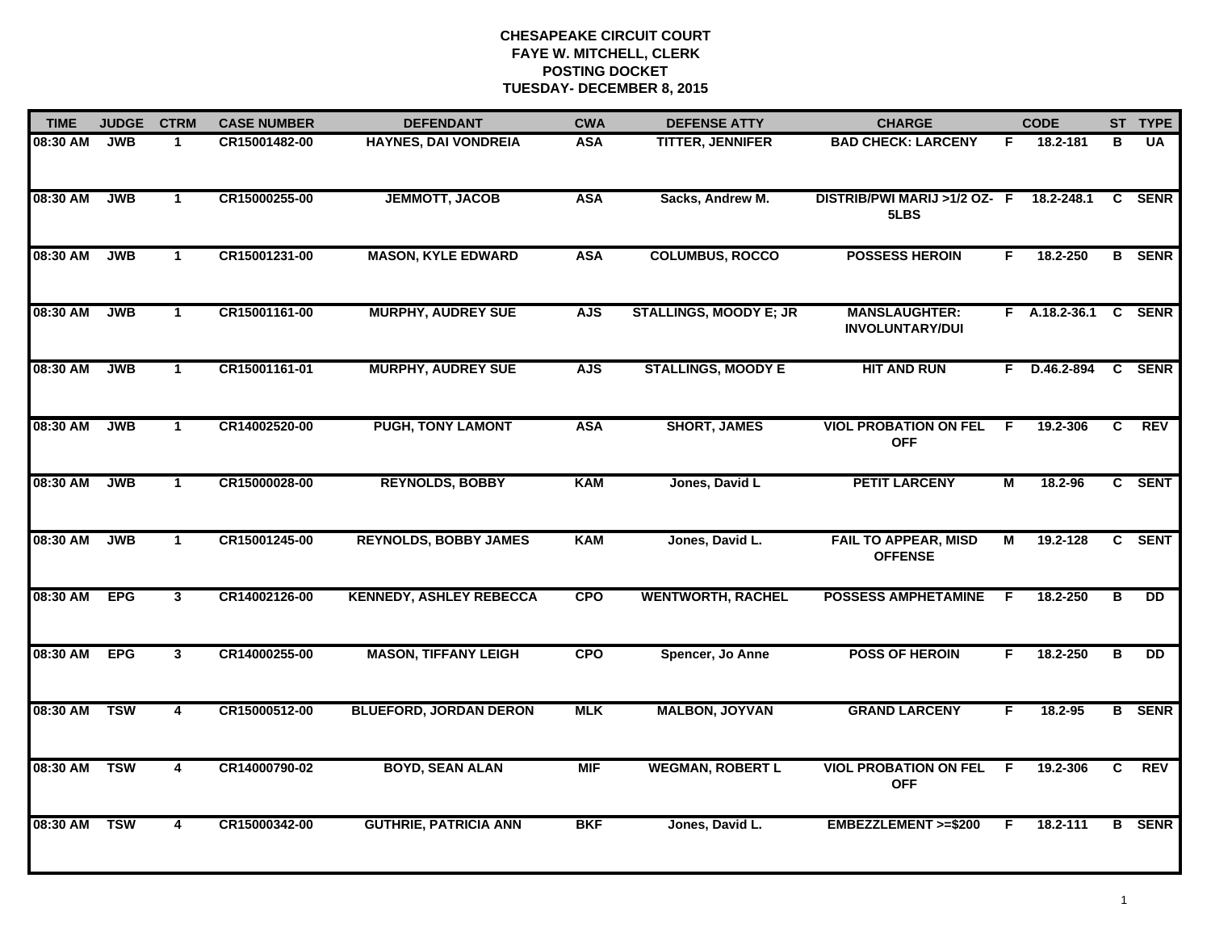**CHESAPEAKE CIRCUIT COURT**
**FAYE W. MITCHELL, CLERK**
**POSTING DOCKET**
**TUESDAY- DECEMBER 8, 2015**

| TIME | JUDGE | CTRM | CASE NUMBER | DEFENDANT | CWA | DEFENSE ATTY | CHARGE | | CODE | ST | TYPE |
|---|---|---|---|---|---|---|---|---|---|---|---|
| 08:30 AM | JWB | 1 | CR15001482-00 | HAYNES, DAI VONDREIA | ASA | TITTER, JENNIFER | BAD CHECK: LARCENY | F | 18.2-181 | B | UA |
| 08:30 AM | JWB | 1 | CR15000255-00 | JEMMOTT, JACOB | ASA | Sacks, Andrew M. | DISTRIB/PWI MARIJ >1/2 OZ-5LBS | F | 18.2-248.1 | C | SENR |
| 08:30 AM | JWB | 1 | CR15001231-00 | MASON, KYLE EDWARD | ASA | COLUMBUS, ROCCO | POSSESS HEROIN | F | 18.2-250 | B | SENR |
| 08:30 AM | JWB | 1 | CR15001161-00 | MURPHY, AUDREY SUE | AJS | STALLINGS, MOODY E; JR | MANSLAUGHTER: INVOLUNTARY/DUI | F | A.18.2-36.1 | C | SENR |
| 08:30 AM | JWB | 1 | CR15001161-01 | MURPHY, AUDREY SUE | AJS | STALLINGS, MOODY E | HIT AND RUN | F | D.46.2-894 | C | SENR |
| 08:30 AM | JWB | 1 | CR14002520-00 | PUGH, TONY LAMONT | ASA | SHORT, JAMES | VIOL PROBATION ON FEL OFF | F | 19.2-306 | C | REV |
| 08:30 AM | JWB | 1 | CR15000028-00 | REYNOLDS, BOBBY | KAM | Jones, David L | PETIT LARCENY | M | 18.2-96 | C | SENT |
| 08:30 AM | JWB | 1 | CR15001245-00 | REYNOLDS, BOBBY JAMES | KAM | Jones, David L. | FAIL TO APPEAR, MISD OFFENSE | M | 19.2-128 | C | SENT |
| 08:30 AM | EPG | 3 | CR14002126-00 | KENNEDY, ASHLEY REBECCA | CPO | WENTWORTH, RACHEL | POSSESS AMPHETAMINE | F | 18.2-250 | B | DD |
| 08:30 AM | EPG | 3 | CR14000255-00 | MASON, TIFFANY LEIGH | CPO | Spencer, Jo Anne | POSS OF HEROIN | F | 18.2-250 | B | DD |
| 08:30 AM | TSW | 4 | CR15000512-00 | BLUEFORD, JORDAN DERON | MLK | MALBON, JOYVAN | GRAND LARCENY | F | 18.2-95 | B | SENR |
| 08:30 AM | TSW | 4 | CR14000790-02 | BOYD, SEAN ALAN | MIF | WEGMAN, ROBERT L | VIOL PROBATION ON FEL OFF | F | 19.2-306 | C | REV |
| 08:30 AM | TSW | 4 | CR15000342-00 | GUTHRIE, PATRICIA ANN | BKF | Jones, David L. | EMBEZZLEMENT >=$200 | F | 18.2-111 | B | SENR |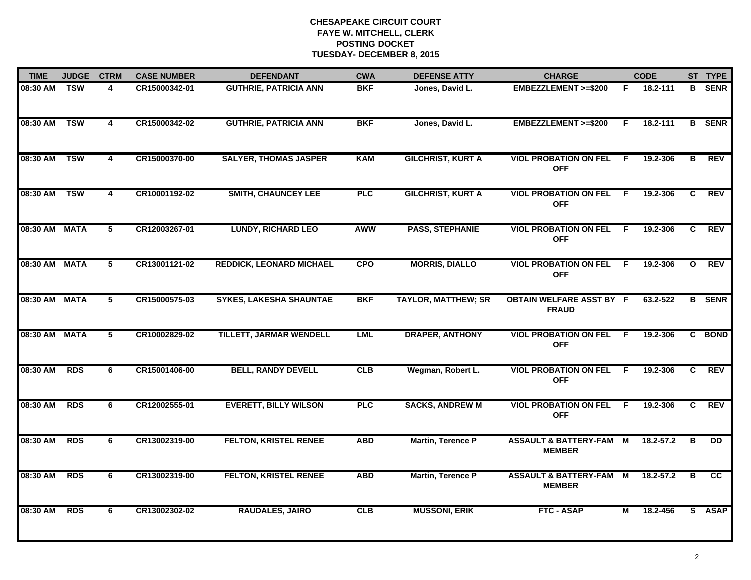# CHESAPEAKE CIRCUIT COURT
## FAYE W. MITCHELL, CLERK
## POSTING DOCKET
## TUESDAY- DECEMBER 8, 2015

| TIME | JUDGE | CTRM | CASE NUMBER | DEFENDANT | CWA | DEFENSE ATTY | CHARGE | | CODE | ST | TYPE |
|---|---|---|---|---|---|---|---|---|---|---|---|
| 08:30 AM | TSW | 4 | CR15000342-01 | GUTHRIE, PATRICIA ANN | BKF | Jones, David L. | EMBEZZLEMENT >=$200 | F | 18.2-111 | B | SENR |
| 08:30 AM | TSW | 4 | CR15000342-02 | GUTHRIE, PATRICIA ANN | BKF | Jones, David L. | EMBEZZLEMENT >=$200 | F | 18.2-111 | B | SENR |
| 08:30 AM | TSW | 4 | CR15000370-00 | SALYER, THOMAS JASPER | KAM | GILCHRIST, KURT A | VIOL PROBATION ON FEL OFF | F | 19.2-306 | B | REV |
| 08:30 AM | TSW | 4 | CR10001192-02 | SMITH, CHAUNCEY LEE | PLC | GILCHRIST, KURT A | VIOL PROBATION ON FEL OFF | F | 19.2-306 | C | REV |
| 08:30 AM | MATA | 5 | CR12003267-01 | LUNDY, RICHARD LEO | AWW | PASS, STEPHANIE | VIOL PROBATION ON FEL OFF | F | 19.2-306 | C | REV |
| 08:30 AM | MATA | 5 | CR13001121-02 | REDDICK, LEONARD MICHAEL | CPO | MORRIS, DIALLO | VIOL PROBATION ON FEL OFF | F | 19.2-306 | O | REV |
| 08:30 AM | MATA | 5 | CR15000575-03 | SYKES, LAKESHA SHAUNTAE | BKF | TAYLOR, MATTHEW; SR | OBTAIN WELFARE ASST BY FRAUD | F | 63.2-522 | B | SENR |
| 08:30 AM | MATA | 5 | CR10002829-02 | TILLETT, JARMAR WENDELL | LML | DRAPER, ANTHONY | VIOL PROBATION ON FEL OFF | F | 19.2-306 | C | BOND |
| 08:30 AM | RDS | 6 | CR15001406-00 | BELL, RANDY DEVELL | CLB | Wegman, Robert L. | VIOL PROBATION ON FEL OFF | F | 19.2-306 | C | REV |
| 08:30 AM | RDS | 6 | CR12002555-01 | EVERETT, BILLY WILSON | PLC | SACKS, ANDREW M | VIOL PROBATION ON FEL OFF | F | 19.2-306 | C | REV |
| 08:30 AM | RDS | 6 | CR13002319-00 | FELTON, KRISTEL RENEE | ABD | Martin, Terence P | ASSAULT & BATTERY-FAM MEMBER | M | 18.2-57.2 | B | DD |
| 08:30 AM | RDS | 6 | CR13002319-00 | FELTON, KRISTEL RENEE | ABD | Martin, Terence P | ASSAULT & BATTERY-FAM MEMBER | M | 18.2-57.2 | B | CC |
| 08:30 AM | RDS | 6 | CR13002302-02 | RAUDALES, JAIRO | CLB | MUSSONI, ERIK | FTC - ASAP | M | 18.2-456 | S | ASAP |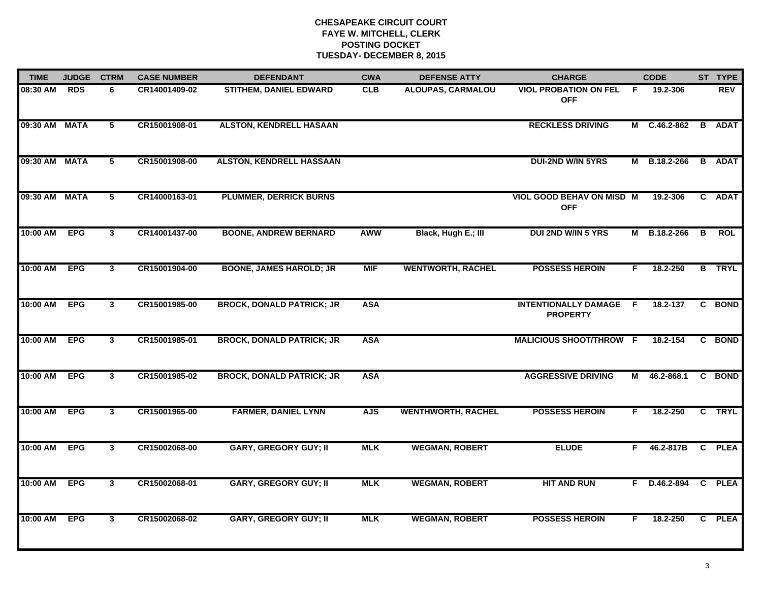# CHESAPEAKE CIRCUIT COURT
## FAYE W. MITCHELL, CLERK
## POSTING DOCKET
## TUESDAY- DECEMBER 8, 2015

| TIME | JUDGE | CTRM | CASE NUMBER | DEFENDANT | CWA | DEFENSE ATTY | CHARGE | | CODE | ST | TYPE |
|---|---|---|---|---|---|---|---|---|---|---|---|
| 08:30 AM | RDS | 6 | CR14001409-02 | STITHEM, DANIEL EDWARD | CLB | ALOUPAS, CARMALOU | VIOL PROBATION ON FEL OFF | F | 19.2-306 | | REV |
| 09:30 AM | MATA | 5 | CR15001908-01 | ALSTON, KENDRELL HASAAN | | | RECKLESS DRIVING | M | C.46.2-862 | B | ADAT |
| 09:30 AM | MATA | 5 | CR15001908-00 | ALSTON, KENDRELL HASSAAN | | | DUI-2ND W/IN 5YRS | M | B.18.2-266 | B | ADAT |
| 09:30 AM | MATA | 5 | CR14000163-01 | PLUMMER, DERRICK BURNS | | | VIOL GOOD BEHAV ON MISD OFF | M | 19.2-306 | C | ADAT |
| 10:00 AM | EPG | 3 | CR14001437-00 | BOONE, ANDREW BERNARD | AWW | Black, Hugh E.; III | DUI 2ND W/IN 5 YRS | M | B.18.2-266 | B | ROL |
| 10:00 AM | EPG | 3 | CR15001904-00 | BOONE, JAMES HAROLD; JR | MIF | WENTWORTH, RACHEL | POSSESS HEROIN | F | 18.2-250 | B | TRYL |
| 10:00 AM | EPG | 3 | CR15001985-00 | BROCK, DONALD PATRICK; JR | ASA | | INTENTIONALLY DAMAGE PROPERTY | F | 18.2-137 | C | BOND |
| 10:00 AM | EPG | 3 | CR15001985-01 | BROCK, DONALD PATRICK; JR | ASA | | MALICIOUS SHOOT/THROW | F | 18.2-154 | C | BOND |
| 10:00 AM | EPG | 3 | CR15001985-02 | BROCK, DONALD PATRICK; JR | ASA | | AGGRESSIVE DRIVING | M | 46.2-868.1 | C | BOND |
| 10:00 AM | EPG | 3 | CR15001965-00 | FARMER, DANIEL LYNN | AJS | WENTHWORTH, RACHEL | POSSESS HEROIN | F | 18.2-250 | C | TRYL |
| 10:00 AM | EPG | 3 | CR15002068-00 | GARY, GREGORY GUY; II | MLK | WEGMAN, ROBERT | ELUDE | F | 46.2-817B | C | PLEA |
| 10:00 AM | EPG | 3 | CR15002068-01 | GARY, GREGORY GUY; II | MLK | WEGMAN, ROBERT | HIT AND RUN | F | D.46.2-894 | C | PLEA |
| 10:00 AM | EPG | 3 | CR15002068-02 | GARY, GREGORY GUY; II | MLK | WEGMAN, ROBERT | POSSESS HEROIN | F | 18.2-250 | C | PLEA |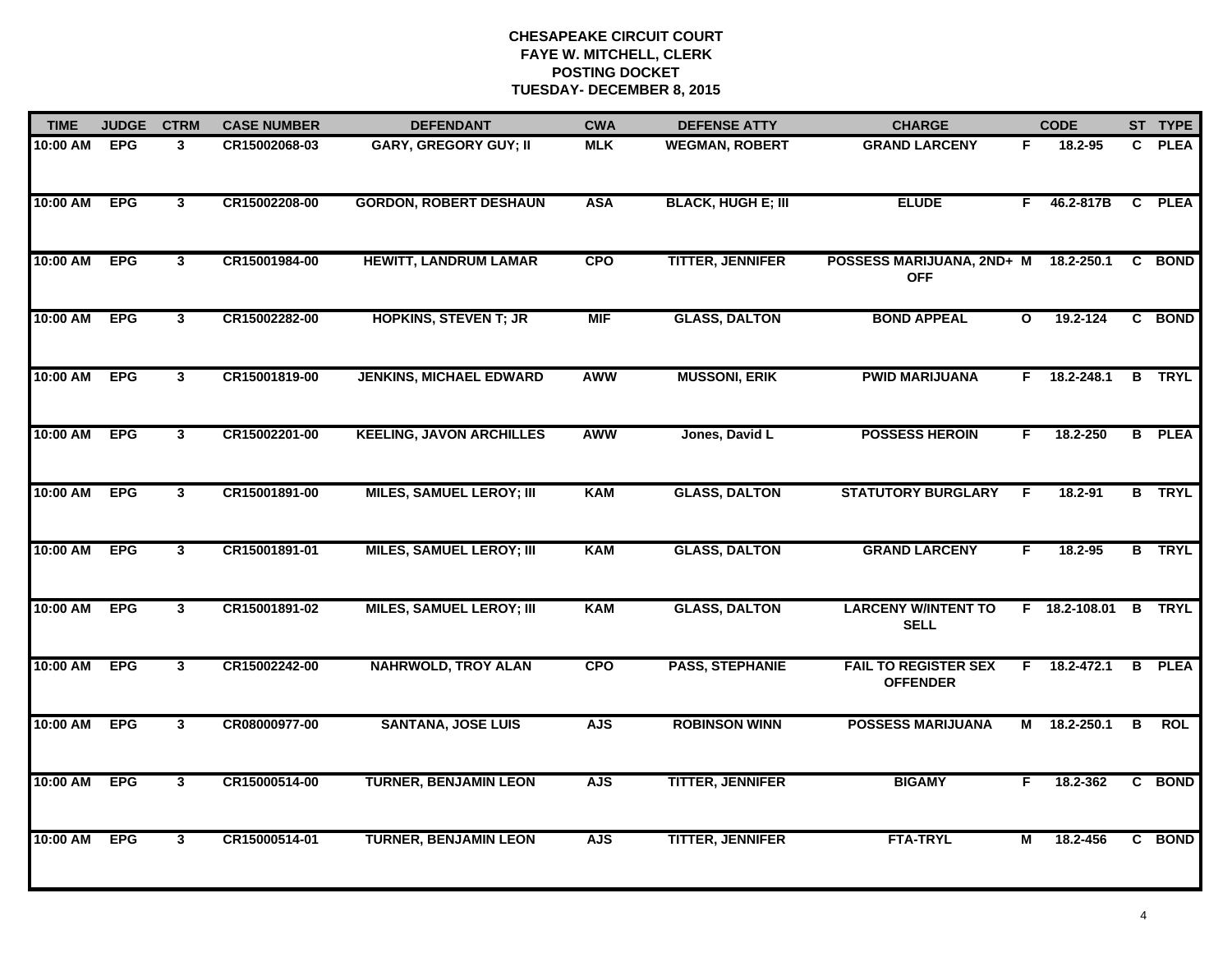# CHESAPEAKE CIRCUIT COURT
## FAYE W. MITCHELL, CLERK
## POSTING DOCKET
## TUESDAY- DECEMBER 8, 2015

| TIME | JUDGE | CTRM | CASE NUMBER | DEFENDANT | CWA | DEFENSE ATTY | CHARGE | | CODE | ST | TYPE |
|---|---|---|---|---|---|---|---|---|---|---|---|
| 10:00 AM | EPG | 3 | CR15002068-03 | GARY, GREGORY GUY; II | MLK | WEGMAN, ROBERT | GRAND LARCENY | F | 18.2-95 | C | PLEA |
| 10:00 AM | EPG | 3 | CR15002208-00 | GORDON, ROBERT DESHAUN | ASA | BLACK, HUGH E; III | ELUDE | F | 46.2-817B | C | PLEA |
| 10:00 AM | EPG | 3 | CR15001984-00 | HEWITT, LANDRUM LAMAR | CPO | TITTER, JENNIFER | POSSESS MARIJUANA, 2ND+ OFF | M | 18.2-250.1 | C | BOND |
| 10:00 AM | EPG | 3 | CR15002282-00 | HOPKINS, STEVEN T; JR | MIF | GLASS, DALTON | BOND APPEAL | O | 19.2-124 | C | BOND |
| 10:00 AM | EPG | 3 | CR15001819-00 | JENKINS, MICHAEL EDWARD | AWW | MUSSONI, ERIK | PWID MARIJUANA | F | 18.2-248.1 | B | TRYL |
| 10:00 AM | EPG | 3 | CR15002201-00 | KEELING, JAVON ARCHILLES | AWW | Jones, David L | POSSESS HEROIN | F | 18.2-250 | B | PLEA |
| 10:00 AM | EPG | 3 | CR15001891-00 | MILES, SAMUEL LEROY; III | KAM | GLASS, DALTON | STATUTORY BURGLARY | F | 18.2-91 | B | TRYL |
| 10:00 AM | EPG | 3 | CR15001891-01 | MILES, SAMUEL LEROY; III | KAM | GLASS, DALTON | GRAND LARCENY | F | 18.2-95 | B | TRYL |
| 10:00 AM | EPG | 3 | CR15001891-02 | MILES, SAMUEL LEROY; III | KAM | GLASS, DALTON | LARCENY W/INTENT TO SELL | F | 18.2-108.01 | B | TRYL |
| 10:00 AM | EPG | 3 | CR15002242-00 | NAHRWOLD, TROY ALAN | CPO | PASS, STEPHANIE | FAIL TO REGISTER SEX OFFENDER | F | 18.2-472.1 | B | PLEA |
| 10:00 AM | EPG | 3 | CR08000977-00 | SANTANA, JOSE LUIS | AJS | ROBINSON WINN | POSSESS MARIJUANA | M | 18.2-250.1 | B | ROL |
| 10:00 AM | EPG | 3 | CR15000514-00 | TURNER, BENJAMIN LEON | AJS | TITTER, JENNIFER | BIGAMY | F | 18.2-362 | C | BOND |
| 10:00 AM | EPG | 3 | CR15000514-01 | TURNER, BENJAMIN LEON | AJS | TITTER, JENNIFER | FTA-TRYL | M | 18.2-456 | C | BOND |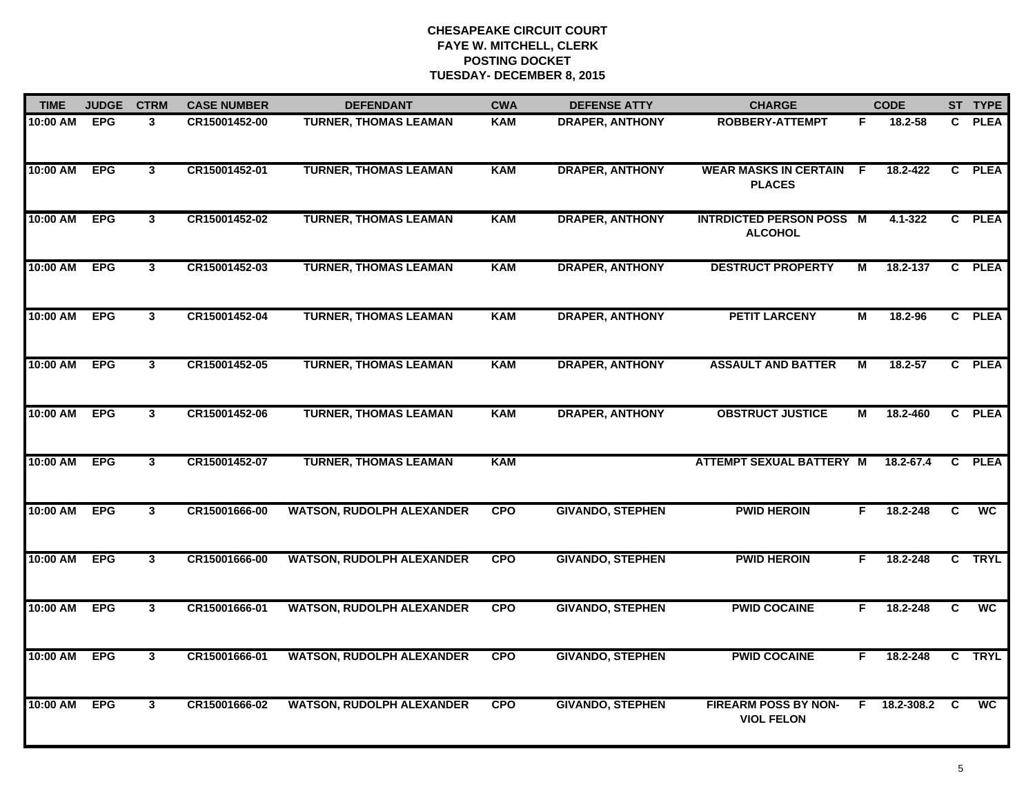# CHESAPEAKE CIRCUIT COURT
## FAYE W. MITCHELL, CLERK
## POSTING DOCKET
## TUESDAY- DECEMBER 8, 2015

| TIME | JUDGE | CTRM | CASE NUMBER | DEFENDANT | CWA | DEFENSE ATTY | CHARGE | | CODE | ST | TYPE |
|---|---|---|---|---|---|---|---|---|---|---|---|
| 10:00 AM | EPG | 3 | CR15001452-00 | TURNER, THOMAS LEAMAN | KAM | DRAPER, ANTHONY | ROBBERY-ATTEMPT | F | 18.2-58 | C | PLEA |
| 10:00 AM | EPG | 3 | CR15001452-01 | TURNER, THOMAS LEAMAN | KAM | DRAPER, ANTHONY | WEAR MASKS IN CERTAIN PLACES | F | 18.2-422 | C | PLEA |
| 10:00 AM | EPG | 3 | CR15001452-02 | TURNER, THOMAS LEAMAN | KAM | DRAPER, ANTHONY | INTRDICTED PERSON POSS ALCOHOL | M | 4.1-322 | C | PLEA |
| 10:00 AM | EPG | 3 | CR15001452-03 | TURNER, THOMAS LEAMAN | KAM | DRAPER, ANTHONY | DESTRUCT PROPERTY | M | 18.2-137 | C | PLEA |
| 10:00 AM | EPG | 3 | CR15001452-04 | TURNER, THOMAS LEAMAN | KAM | DRAPER, ANTHONY | PETIT LARCENY | M | 18.2-96 | C | PLEA |
| 10:00 AM | EPG | 3 | CR15001452-05 | TURNER, THOMAS LEAMAN | KAM | DRAPER, ANTHONY | ASSAULT AND BATTER | M | 18.2-57 | C | PLEA |
| 10:00 AM | EPG | 3 | CR15001452-06 | TURNER, THOMAS LEAMAN | KAM | DRAPER, ANTHONY | OBSTRUCT JUSTICE | M | 18.2-460 | C | PLEA |
| 10:00 AM | EPG | 3 | CR15001452-07 | TURNER, THOMAS LEAMAN | KAM | | ATTEMPT SEXUAL BATTERY | M | 18.2-67.4 | C | PLEA |
| 10:00 AM | EPG | 3 | CR15001666-00 | WATSON, RUDOLPH ALEXANDER | CPO | GIVANDO, STEPHEN | PWID HEROIN | F | 18.2-248 | C | WC |
| 10:00 AM | EPG | 3 | CR15001666-00 | WATSON, RUDOLPH ALEXANDER | CPO | GIVANDO, STEPHEN | PWID HEROIN | F | 18.2-248 | C | TRYL |
| 10:00 AM | EPG | 3 | CR15001666-01 | WATSON, RUDOLPH ALEXANDER | CPO | GIVANDO, STEPHEN | PWID COCAINE | F | 18.2-248 | C | WC |
| 10:00 AM | EPG | 3 | CR15001666-01 | WATSON, RUDOLPH ALEXANDER | CPO | GIVANDO, STEPHEN | PWID COCAINE | F | 18.2-248 | C | TRYL |
| 10:00 AM | EPG | 3 | CR15001666-02 | WATSON, RUDOLPH ALEXANDER | CPO | GIVANDO, STEPHEN | FIREARM POSS BY NON-VIOL FELON | F | 18.2-308.2 | C | WC |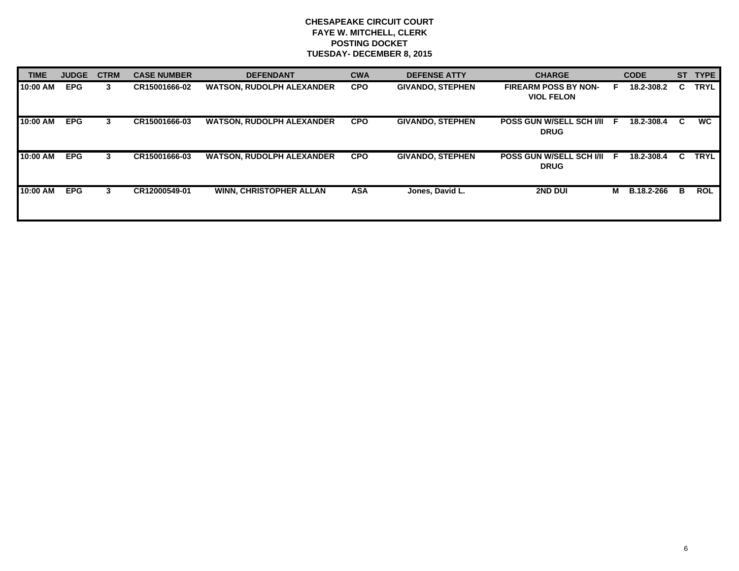**CHESAPEAKE CIRCUIT COURT**
**FAYE W. MITCHELL, CLERK**
**POSTING DOCKET**
**TUESDAY- DECEMBER 8, 2015**

| TIME | JUDGE | CTRM | CASE NUMBER | DEFENDANT | CWA | DEFENSE ATTY | CHARGE | | CODE | ST | TYPE |
|---|---|---|---|---|---|---|---|---|---|---|---|
| 10:00 AM | EPG | 3 | CR15001666-02 | WATSON, RUDOLPH ALEXANDER | CPO | GIVANDO, STEPHEN | FIREARM POSS BY NON-VIOL FELON | F | 18.2-308.2 | C | TRYL |
| 10:00 AM | EPG | 3 | CR15001666-03 | WATSON, RUDOLPH ALEXANDER | CPO | GIVANDO, STEPHEN | POSS GUN W/SELL SCH I/II DRUG | F | 18.2-308.4 | C | WC |
| 10:00 AM | EPG | 3 | CR15001666-03 | WATSON, RUDOLPH ALEXANDER | CPO | GIVANDO, STEPHEN | POSS GUN W/SELL SCH I/II DRUG | F | 18.2-308.4 | C | TRYL |
| 10:00 AM | EPG | 3 | CR12000549-01 | WINN, CHRISTOPHER ALLAN | ASA | Jones, David L. | 2ND DUI | M | B.18.2-266 | B | ROL |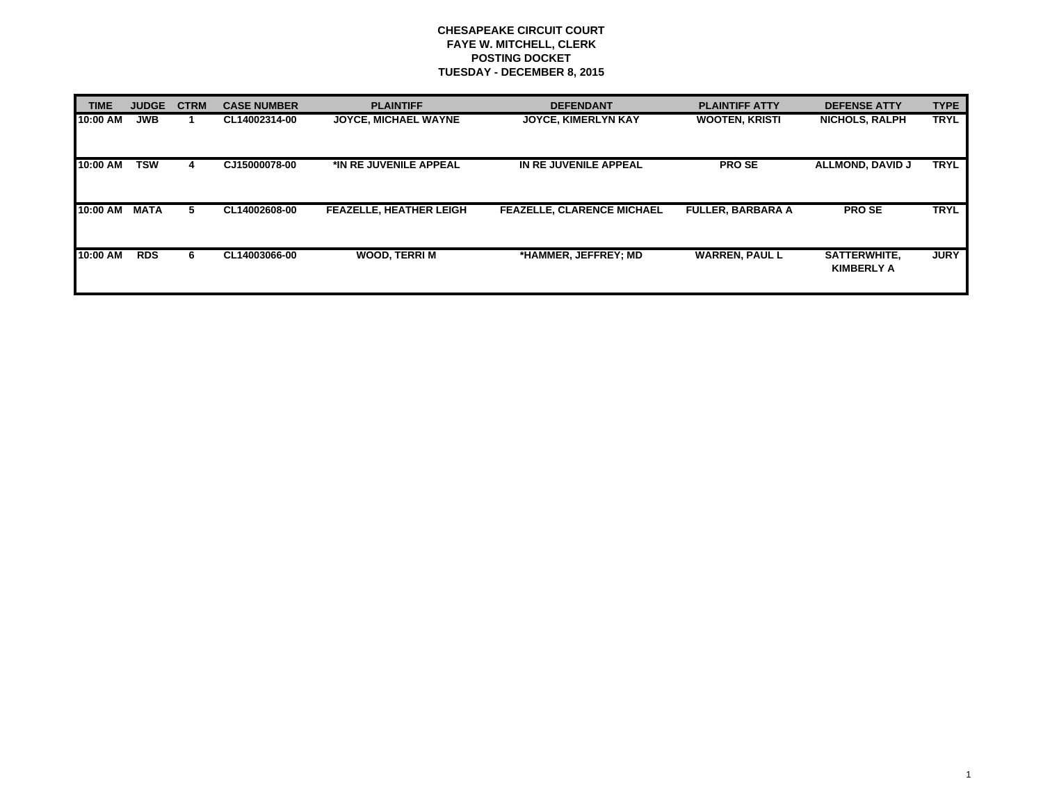**CHESAPEAKE CIRCUIT COURT**
**FAYE W. MITCHELL, CLERK**
**POSTING DOCKET**
**TUESDAY - DECEMBER 8, 2015**

| TIME | JUDGE | CTRM | CASE NUMBER | PLAINTIFF | DEFENDANT | PLAINTIFF ATTY | DEFENSE ATTY | TYPE |
|---|---|---|---|---|---|---|---|---|
| 10:00 AM | JWB | 1 | CL14002314-00 | JOYCE, MICHAEL WAYNE | JOYCE, KIMERLYN KAY | WOOTEN, KRISTI | NICHOLS, RALPH | TRYL |
| 10:00 AM | TSW | 4 | CJ15000078-00 | *IN RE JUVENILE APPEAL | IN RE JUVENILE APPEAL | PRO SE | ALLMOND, DAVID J | TRYL |
| 10:00 AM | MATA | 5 | CL14002608-00 | FEAZELLE, HEATHER LEIGH | FEAZELLE, CLARENCE MICHAEL | FULLER, BARBARA A | PRO SE | TRYL |
| 10:00 AM | RDS | 6 | CL14003066-00 | WOOD, TERRI M | *HAMMER, JEFFREY; MD | WARREN, PAUL L | SATTERWHITE, KIMBERLY A | JURY |